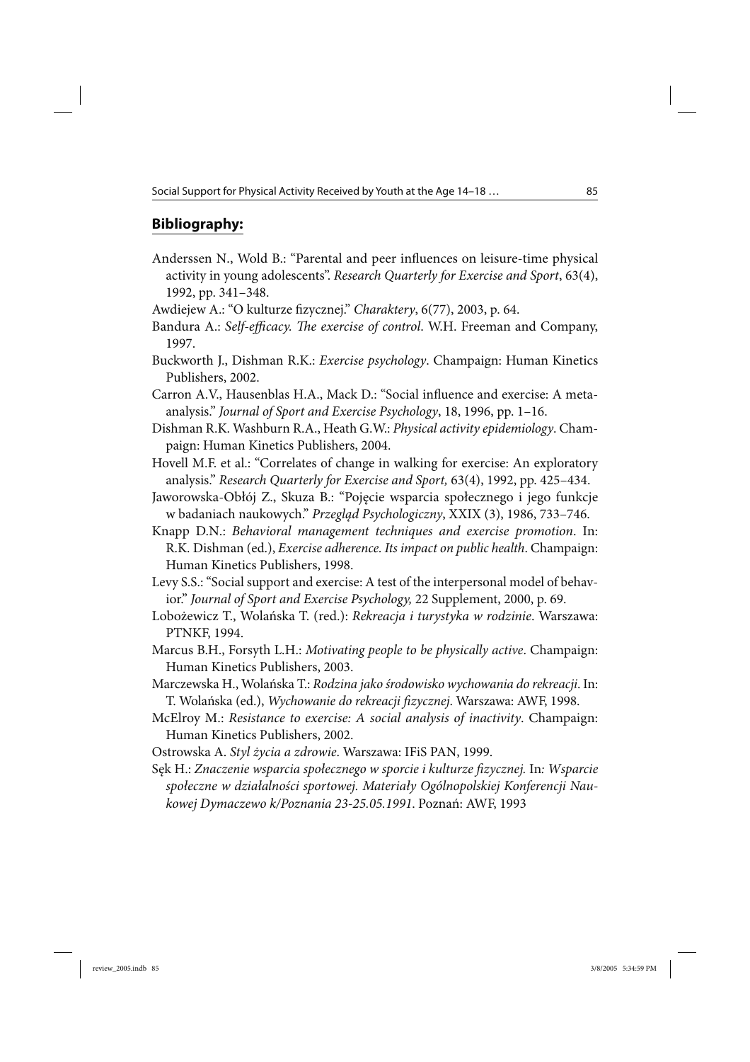## Bibliography:

Anderssen N., Wold B.: "Parental and peer influences on leisure-time physical activity in young adolescents". *Research Quarterly for Exercise and Sport*, 63(4), 1992, pp. 341–348.

Awdiejew A.: "O kulturze fizycznej." *Charaktery*, 6(77), 2003, p. 64.

Bandura A.: *Self-efficacy. The exercise of control*. W.H. Freeman and Company, 1997.

Buckworth J., Dishman R.K.: *Exercise psychology*. Champaign: Human Kinetics Publishers, 2002.

Carron A.V., Hausenblas H.A., Mack D.: "Social influence and exercise: A meta-analysis." *Journal of Sport and Exercise Psychology*, 18, 1996, pp. 1–16.

Dishman R.K. Washburn R.A., Heath G.W.: *Physical activity epidemiology*. Champaign: Human Kinetics Publishers, 2004.

Hovell M.F. et al.: "Correlates of change in walking for exercise: An exploratory analysis." *Research Quarterly for Exercise and Sport,* 63(4), 1992, pp. 425–434.

Jaworowska-Obłój Z., Skuza B.: "Pojęcie wsparcia społecznego i jego funkcje w badaniach naukowych." *Przegląd Psychologiczny*, XXIX (3), 1986, 733–746.

Knapp D.N.: *Behavioral management techniques and exercise promotion*. In: R.K. Dishman (ed.), *Exercise adherence. Its impact on public health*. Champaign: Human Kinetics Publishers, 1998.

Levy S.S.: "Social support and exercise: A test of the interpersonal model of behavior." *Journal of Sport and Exercise Psychology,* 22 Supplement, 2000, p. 69.

Lobożewicz T., Wolańska T. (red.): *Rekreacja i turystyka w rodzinie*. Warszawa: PTNKF, 1994.

Marcus B.H., Forsyth L.H.: *Motivating people to be physically active*. Champaign: Human Kinetics Publishers, 2003.

Marczewska H., Wolańska T.: *Rodzina jako środowisko wychowania do rekreacji*. In: T. Wolańska (ed.), *Wychowanie do rekreacji fizycznej.* Warszawa: AWF, 1998.

McElroy M.: *Resistance to exercise: A social analysis of inactivity*. Champaign: Human Kinetics Publishers, 2002.

Ostrowska A. *Styl życia a zdrowie*. Warszawa: IFiS PAN, 1999.

Sęk H.: *Znaczenie wsparcia społecznego w sporcie i kulturze fizycznej.* In*: Wsparcie społeczne w działalności sportowej. Materiały Ogólnopolskiej Konferencji Naukowej Dymaczewo k/Poznania 23-25.05.1991*. Poznań: AWF, 1993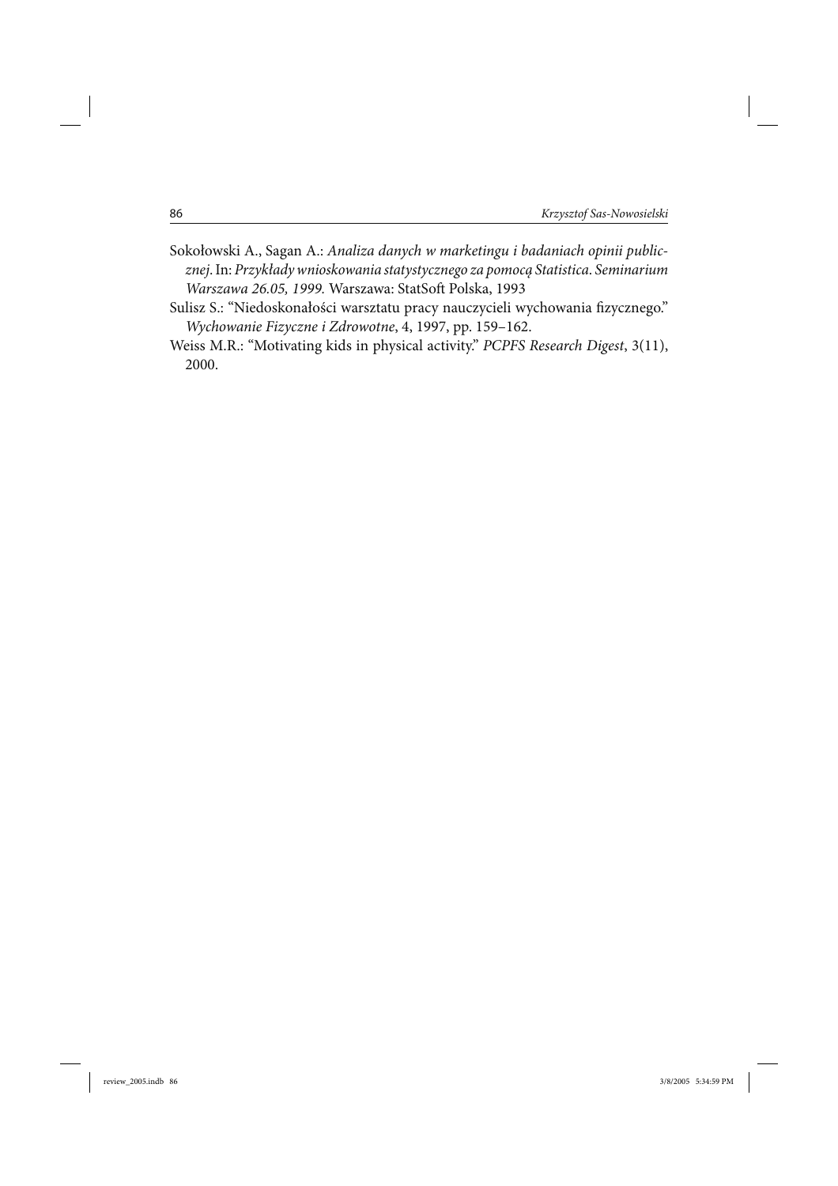Sokołowski A., Sagan A.: *Analiza danych w marketingu i badaniach opinii publicznej*. In: *Przykłady wnioskowania statystycznego za pomocą Statistica. Seminarium Warszawa 26.05, 1999.* Warszawa: StatSoft Polska, 1993

Sulisz S.: "Niedoskonałości warsztatu pracy nauczycieli wychowania fizycznego." *Wychowanie Fizyczne i Zdrowotne*, 4, 1997, pp. 159–162.

Weiss M.R.: "Motivating kids in physical activity." *PCPFS Research Digest*, 3(11), 2000.